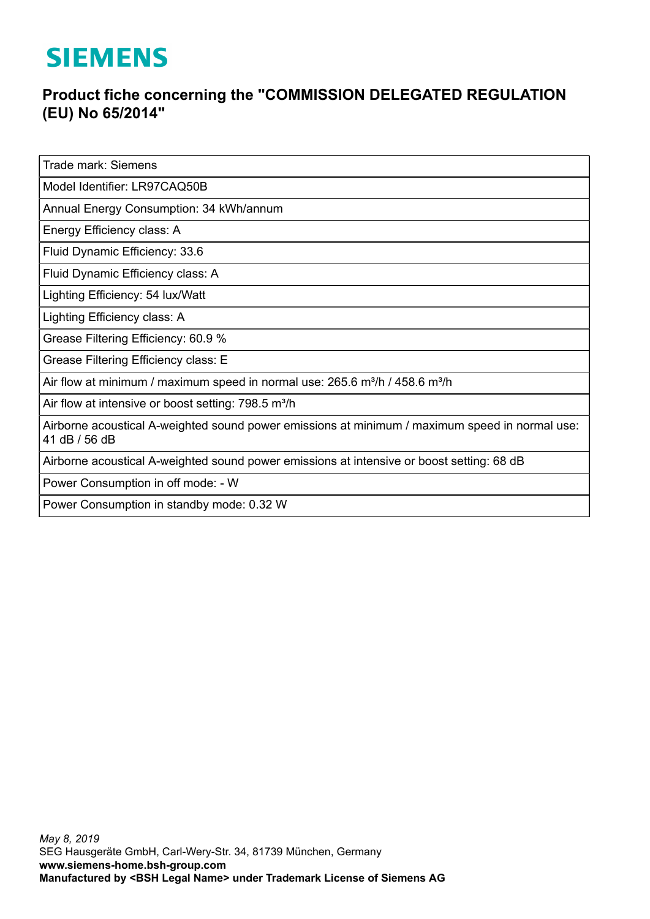# SIEMENS

## Product fiche concerning the "COMMISSION DELEGATED REGULATION (EU) No 65/2014"

| |
|---|
| Trade mark: Siemens |
| Model Identifier: LR97CAQ50B |
| Annual Energy Consumption: 34 kWh/annum |
| Energy Efficiency class: A |
| Fluid Dynamic Efficiency: 33.6 |
| Fluid Dynamic Efficiency class: A |
| Lighting Efficiency: 54 lux/Watt |
| Lighting Efficiency class: A |
| Grease Filtering Efficiency: 60.9 % |
| Grease Filtering Efficiency class: E |
| Air flow at minimum / maximum speed in normal use: 265.6 m³/h / 458.6 m³/h |
| Air flow at intensive or boost setting: 798.5 m³/h |
| Airborne acoustical A-weighted sound power emissions at minimum / maximum speed in normal use: 41 dB / 56 dB |
| Airborne acoustical A-weighted sound power emissions at intensive or boost setting: 68 dB |
| Power Consumption in off mode: - W |
| Power Consumption in standby mode: 0.32 W |

*May 8, 2019*
SEG Hausgeräte GmbH, Carl-Wery-Str. 34, 81739 München, Germany
**www.siemens-home.bsh-group.com**
**Manufactured by <BSH Legal Name> under Trademark License of Siemens AG**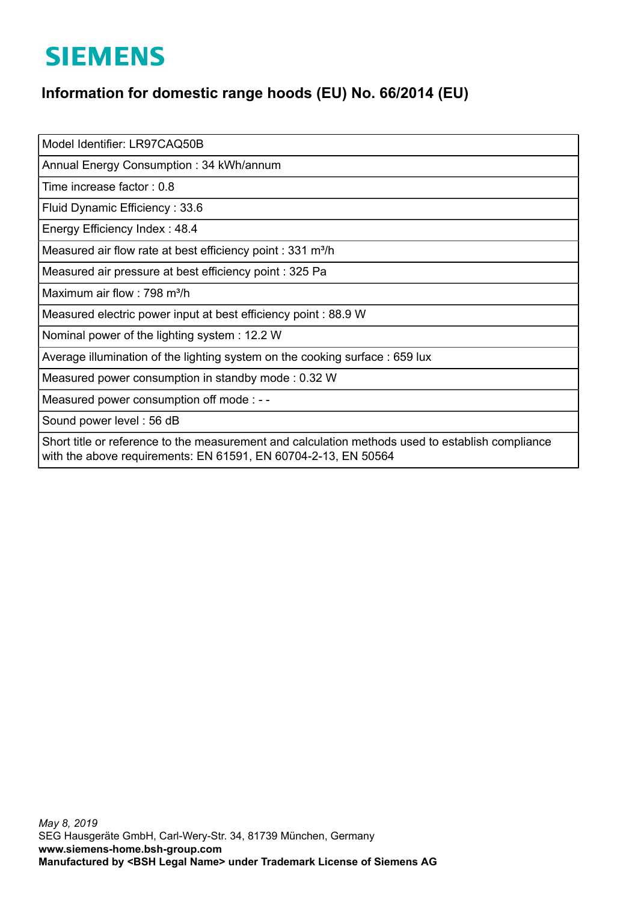SIEMENS

## Information for domestic range hoods (EU) No. 66/2014 (EU)

| |
|---|
| Model Identifier: LR97CAQ50B |
| Annual Energy Consumption : 34 kWh/annum |
| Time increase factor : 0.8 |
| Fluid Dynamic Efficiency : 33.6 |
| Energy Efficiency Index : 48.4 |
| Measured air flow rate at best efficiency point : 331 m³/h |
| Measured air pressure at best efficiency point : 325 Pa |
| Maximum air flow : 798 m³/h |
| Measured electric power input at best efficiency point : 88.9 W |
| Nominal power of the lighting system : 12.2 W |
| Average illumination of the lighting system on the cooking surface : 659 lux |
| Measured power consumption in standby mode : 0.32 W |
| Measured power consumption off mode : - - |
| Sound power level : 56 dB |
| Short title or reference to the measurement and calculation methods used to establish compliance with the above requirements: EN 61591, EN 60704-2-13, EN 50564 |

*May 8, 2019*
SEG Hausgeräte GmbH, Carl-Wery-Str. 34, 81739 München, Germany
**www.siemens-home.bsh-group.com**
**Manufactured by <BSH Legal Name> under Trademark License of Siemens AG**